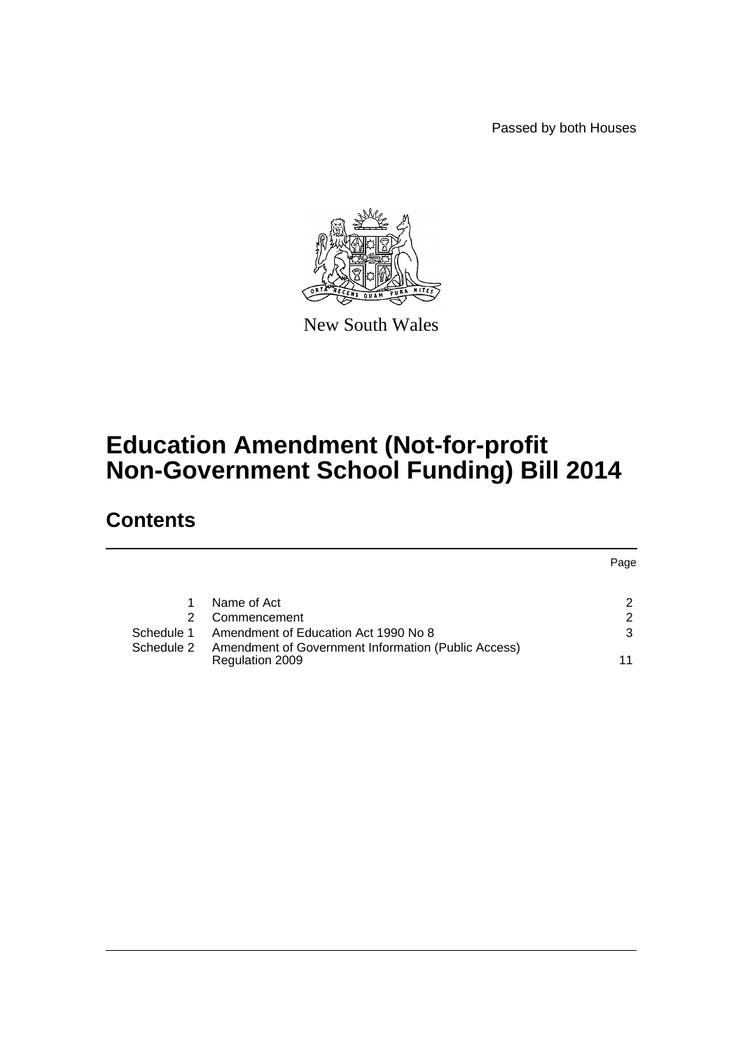Passed by both Houses

New South Wales

# Education Amendment (Not-for-profit Non-Government School Funding) Bill 2014

## Contents

| | | Page |
|---|---|---|
| 1 | Name of Act | 2 |
| 2 | Commencement | 2 |
| Schedule 1 | Amendment of Education Act 1990 No 8 | 3 |
| Schedule 2 | Amendment of Government Information (Public Access) Regulation 2009 | 11 |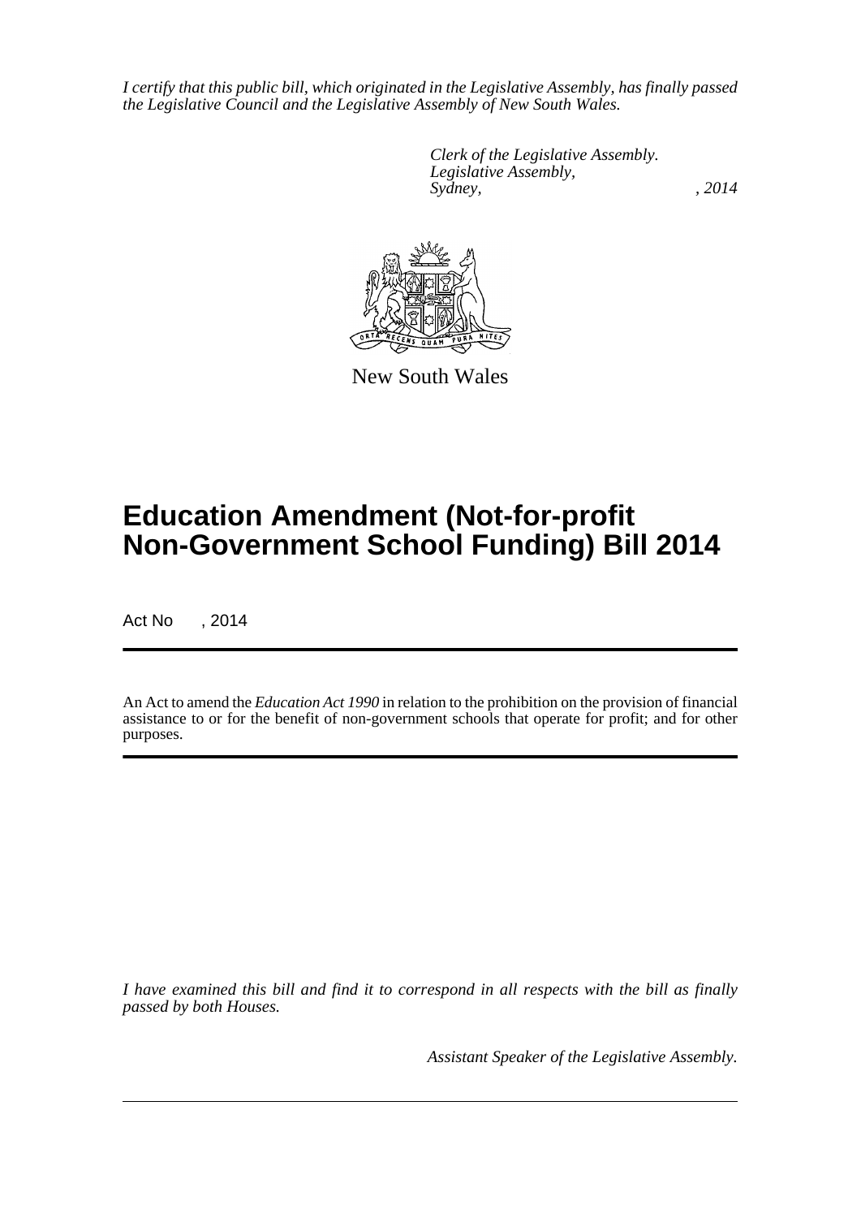*I certify that this public bill, which originated in the Legislative Assembly, has finally passed the Legislative Council and the Legislative Assembly of New South Wales.*

*Clerk of the Legislative Assembly.*
*Legislative Assembly,*
*Sydney, , 2014*

New South Wales

# Education Amendment (Not-for-profit Non-Government School Funding) Bill 2014

Act No , 2014

An Act to amend the *Education Act 1990* in relation to the prohibition on the provision of financial assistance to or for the benefit of non-government schools that operate for profit; and for other purposes.

*I have examined this bill and find it to correspond in all respects with the bill as finally passed by both Houses.*

*Assistant Speaker of the Legislative Assembly.*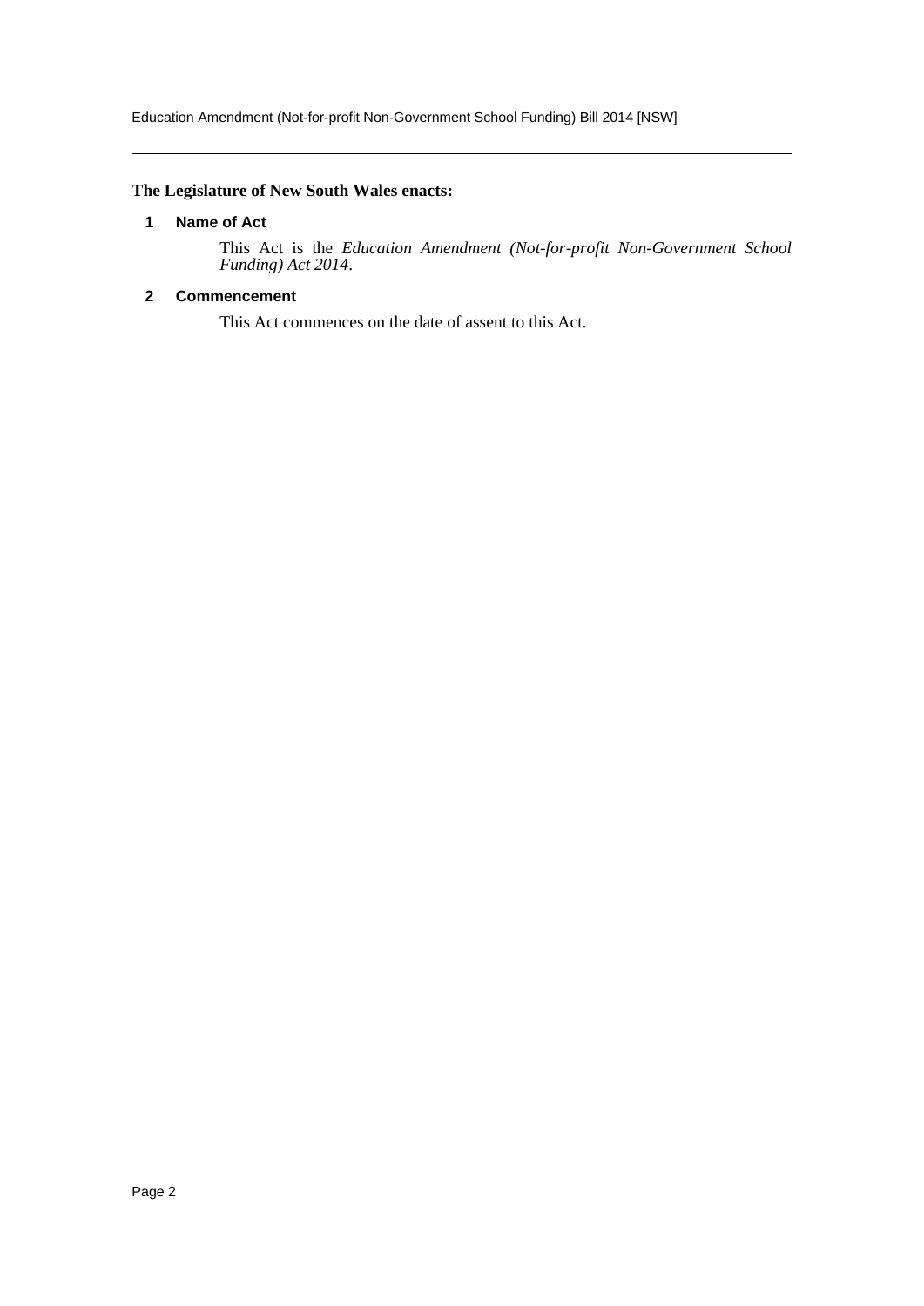**The Legislature of New South Wales enacts:**

## 1 Name of Act

This Act is the *Education Amendment (Not-for-profit Non-Government School Funding) Act 2014*.

## 2 Commencement

This Act commences on the date of assent to this Act.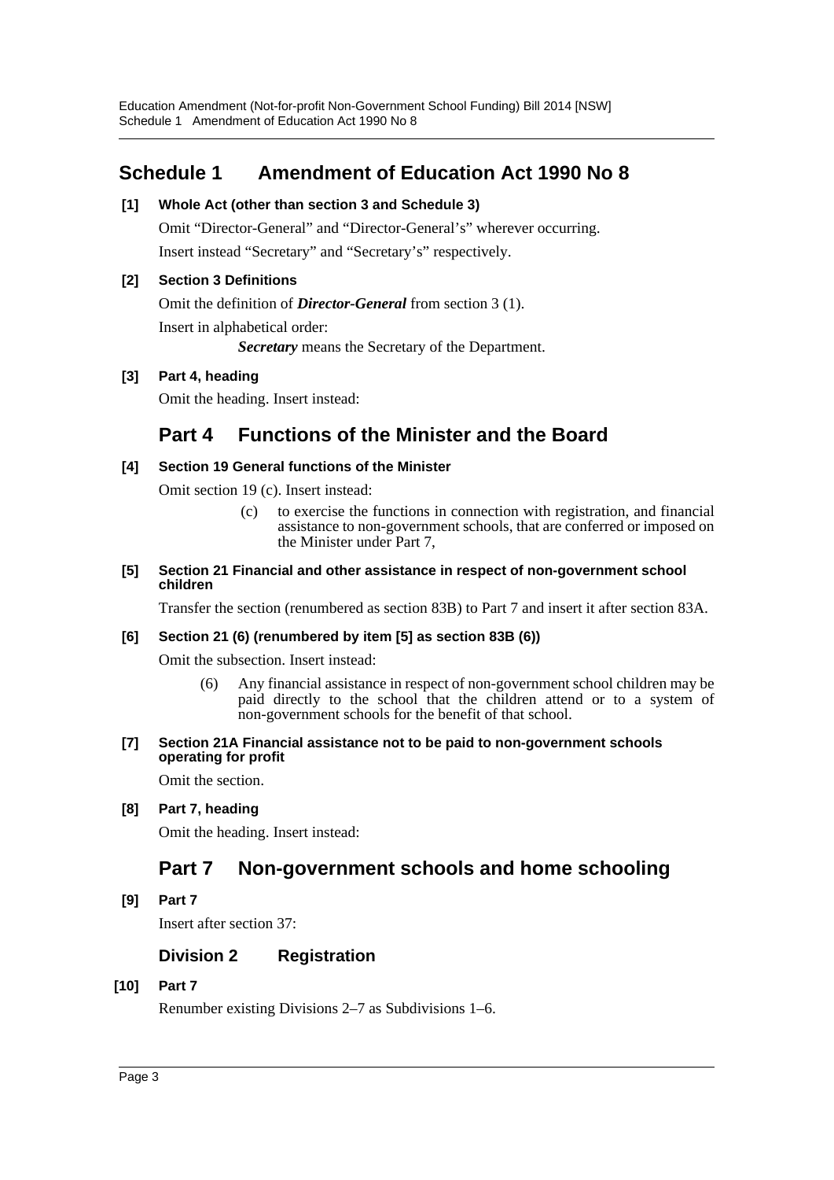## Schedule 1 Amendment of Education Act 1990 No 8

**[1] Whole Act (other than section 3 and Schedule 3)**

Omit "Director-General" and "Director-General's" wherever occurring.

Insert instead "Secretary" and "Secretary's" respectively.

**[2] Section 3 Definitions**

Omit the definition of ***Director-General*** from section 3 (1).

Insert in alphabetical order:

> ***Secretary*** means the Secretary of the Department.

**[3] Part 4, heading**

Omit the heading. Insert instead:

### Part 4 Functions of the Minister and the Board

**[4] Section 19 General functions of the Minister**

Omit section 19 (c). Insert instead:

> (c) to exercise the functions in connection with registration, and financial assistance to non-government schools, that are conferred or imposed on the Minister under Part 7,

**[5] Section 21 Financial and other assistance in respect of non-government school children**

Transfer the section (renumbered as section 83B) to Part 7 and insert it after section 83A.

**[6] Section 21 (6) (renumbered by item [5] as section 83B (6))**

Omit the subsection. Insert instead:

> (6) Any financial assistance in respect of non-government school children may be paid directly to the school that the children attend or to a system of non-government schools for the benefit of that school.

**[7] Section 21A Financial assistance not to be paid to non-government schools operating for profit**

Omit the section.

**[8] Part 7, heading**

Omit the heading. Insert instead:

### Part 7 Non-government schools and home schooling

**[9] Part 7**

Insert after section 37:

#### Division 2 Registration

**[10] Part 7**

Renumber existing Divisions 2–7 as Subdivisions 1–6.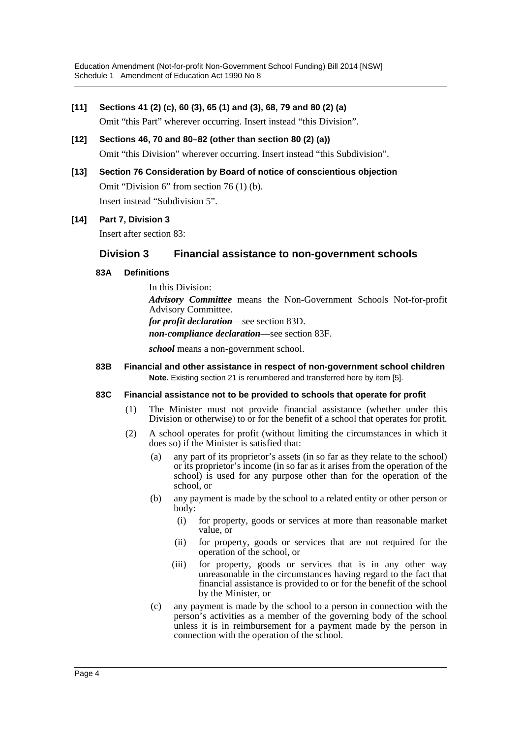**[11] Sections 41 (2) (c), 60 (3), 65 (1) and (3), 68, 79 and 80 (2) (a)**

Omit "this Part" wherever occurring. Insert instead "this Division".

**[12] Sections 46, 70 and 80–82 (other than section 80 (2) (a))**

Omit "this Division" wherever occurring. Insert instead "this Subdivision".

**[13] Section 76 Consideration by Board of notice of conscientious objection**

Omit "Division 6" from section 76 (1) (b).

Insert instead "Subdivision 5".

**[14] Part 7, Division 3**

Insert after section 83:

## Division 3 Financial assistance to non-government schools

### 83A Definitions

In this Division:

***Advisory Committee*** means the Non-Government Schools Not-for-profit Advisory Committee.

***for profit declaration***—see section 83D.

***non-compliance declaration***—see section 83F.

***school*** means a non-government school.

### 83B Financial and other assistance in respect of non-government school children

**Note.** Existing section 21 is renumbered and transferred here by item [5].

### 83C Financial assistance not to be provided to schools that operate for profit

(1) The Minister must not provide financial assistance (whether under this Division or otherwise) to or for the benefit of a school that operates for profit.

(2) A school operates for profit (without limiting the circumstances in which it does so) if the Minister is satisfied that:

(a) any part of its proprietor's assets (in so far as they relate to the school) or its proprietor's income (in so far as it arises from the operation of the school) is used for any purpose other than for the operation of the school, or

(b) any payment is made by the school to a related entity or other person or body:

(i) for property, goods or services at more than reasonable market value, or

(ii) for property, goods or services that are not required for the operation of the school, or

(iii) for property, goods or services that is in any other way unreasonable in the circumstances having regard to the fact that financial assistance is provided to or for the benefit of the school by the Minister, or

(c) any payment is made by the school to a person in connection with the person's activities as a member of the governing body of the school unless it is in reimbursement for a payment made by the person in connection with the operation of the school.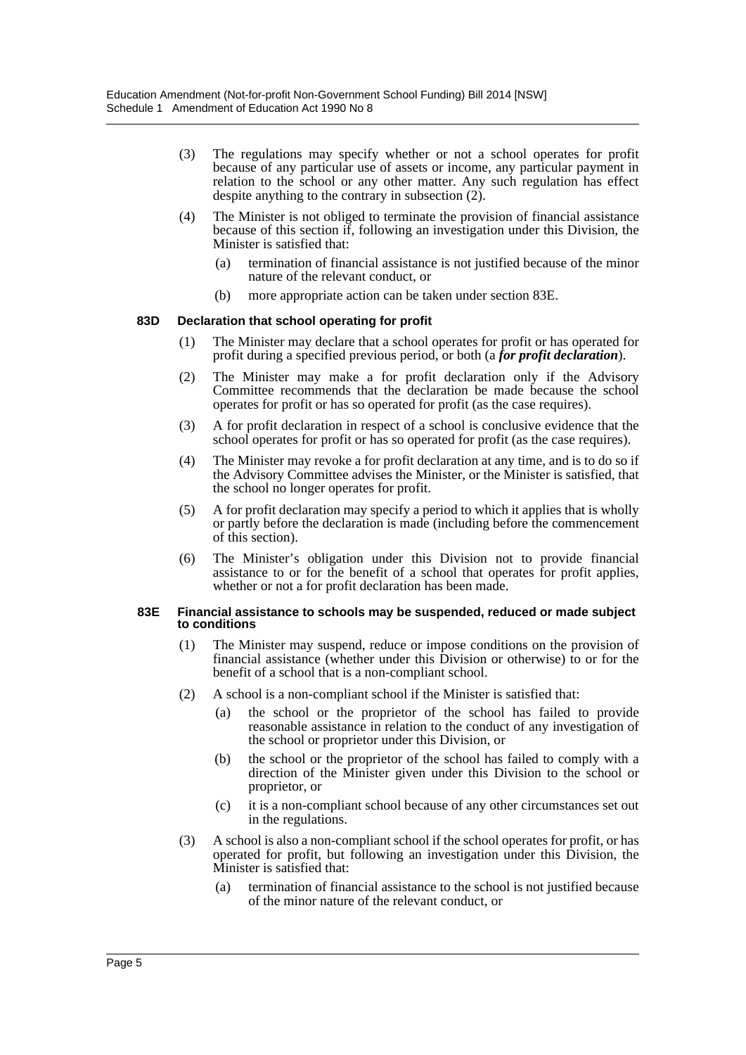(3) The regulations may specify whether or not a school operates for profit because of any particular use of assets or income, any particular payment in relation to the school or any other matter. Any such regulation has effect despite anything to the contrary in subsection (2).

(4) The Minister is not obliged to terminate the provision of financial assistance because of this section if, following an investigation under this Division, the Minister is satisfied that:

(a) termination of financial assistance is not justified because of the minor nature of the relevant conduct, or

(b) more appropriate action can be taken under section 83E.

#### 83D Declaration that school operating for profit

(1) The Minister may declare that a school operates for profit or has operated for profit during a specified previous period, or both (a ***for profit declaration***).

(2) The Minister may make a for profit declaration only if the Advisory Committee recommends that the declaration be made because the school operates for profit or has so operated for profit (as the case requires).

(3) A for profit declaration in respect of a school is conclusive evidence that the school operates for profit or has so operated for profit (as the case requires).

(4) The Minister may revoke a for profit declaration at any time, and is to do so if the Advisory Committee advises the Minister, or the Minister is satisfied, that the school no longer operates for profit.

(5) A for profit declaration may specify a period to which it applies that is wholly or partly before the declaration is made (including before the commencement of this section).

(6) The Minister's obligation under this Division not to provide financial assistance to or for the benefit of a school that operates for profit applies, whether or not a for profit declaration has been made.

#### 83E Financial assistance to schools may be suspended, reduced or made subject to conditions

(1) The Minister may suspend, reduce or impose conditions on the provision of financial assistance (whether under this Division or otherwise) to or for the benefit of a school that is a non-compliant school.

(2) A school is a non-compliant school if the Minister is satisfied that:

(a) the school or the proprietor of the school has failed to provide reasonable assistance in relation to the conduct of any investigation of the school or proprietor under this Division, or

(b) the school or the proprietor of the school has failed to comply with a direction of the Minister given under this Division to the school or proprietor, or

(c) it is a non-compliant school because of any other circumstances set out in the regulations.

(3) A school is also a non-compliant school if the school operates for profit, or has operated for profit, but following an investigation under this Division, the Minister is satisfied that:

(a) termination of financial assistance to the school is not justified because of the minor nature of the relevant conduct, or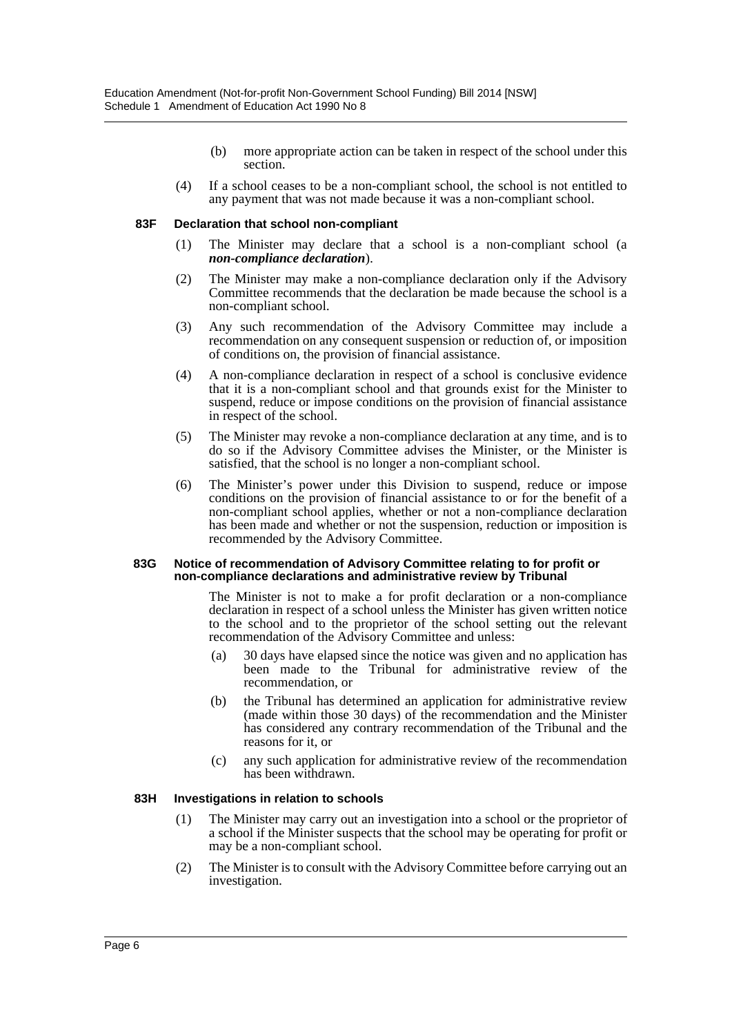(b) more appropriate action can be taken in respect of the school under this section.

(4) If a school ceases to be a non-compliant school, the school is not entitled to any payment that was not made because it was a non-compliant school.

**83F Declaration that school non-compliant**

(1) The Minister may declare that a school is a non-compliant school (a ***non-compliance declaration***).

(2) The Minister may make a non-compliance declaration only if the Advisory Committee recommends that the declaration be made because the school is a non-compliant school.

(3) Any such recommendation of the Advisory Committee may include a recommendation on any consequent suspension or reduction of, or imposition of conditions on, the provision of financial assistance.

(4) A non-compliance declaration in respect of a school is conclusive evidence that it is a non-compliant school and that grounds exist for the Minister to suspend, reduce or impose conditions on the provision of financial assistance in respect of the school.

(5) The Minister may revoke a non-compliance declaration at any time, and is to do so if the Advisory Committee advises the Minister, or the Minister is satisfied, that the school is no longer a non-compliant school.

(6) The Minister's power under this Division to suspend, reduce or impose conditions on the provision of financial assistance to or for the benefit of a non-compliant school applies, whether or not a non-compliance declaration has been made and whether or not the suspension, reduction or imposition is recommended by the Advisory Committee.

**83G Notice of recommendation of Advisory Committee relating to for profit or non-compliance declarations and administrative review by Tribunal**

The Minister is not to make a for profit declaration or a non-compliance declaration in respect of a school unless the Minister has given written notice to the school and to the proprietor of the school setting out the relevant recommendation of the Advisory Committee and unless:

(a) 30 days have elapsed since the notice was given and no application has been made to the Tribunal for administrative review of the recommendation, or

(b) the Tribunal has determined an application for administrative review (made within those 30 days) of the recommendation and the Minister has considered any contrary recommendation of the Tribunal and the reasons for it, or

(c) any such application for administrative review of the recommendation has been withdrawn.

**83H Investigations in relation to schools**

(1) The Minister may carry out an investigation into a school or the proprietor of a school if the Minister suspects that the school may be operating for profit or may be a non-compliant school.

(2) The Minister is to consult with the Advisory Committee before carrying out an investigation.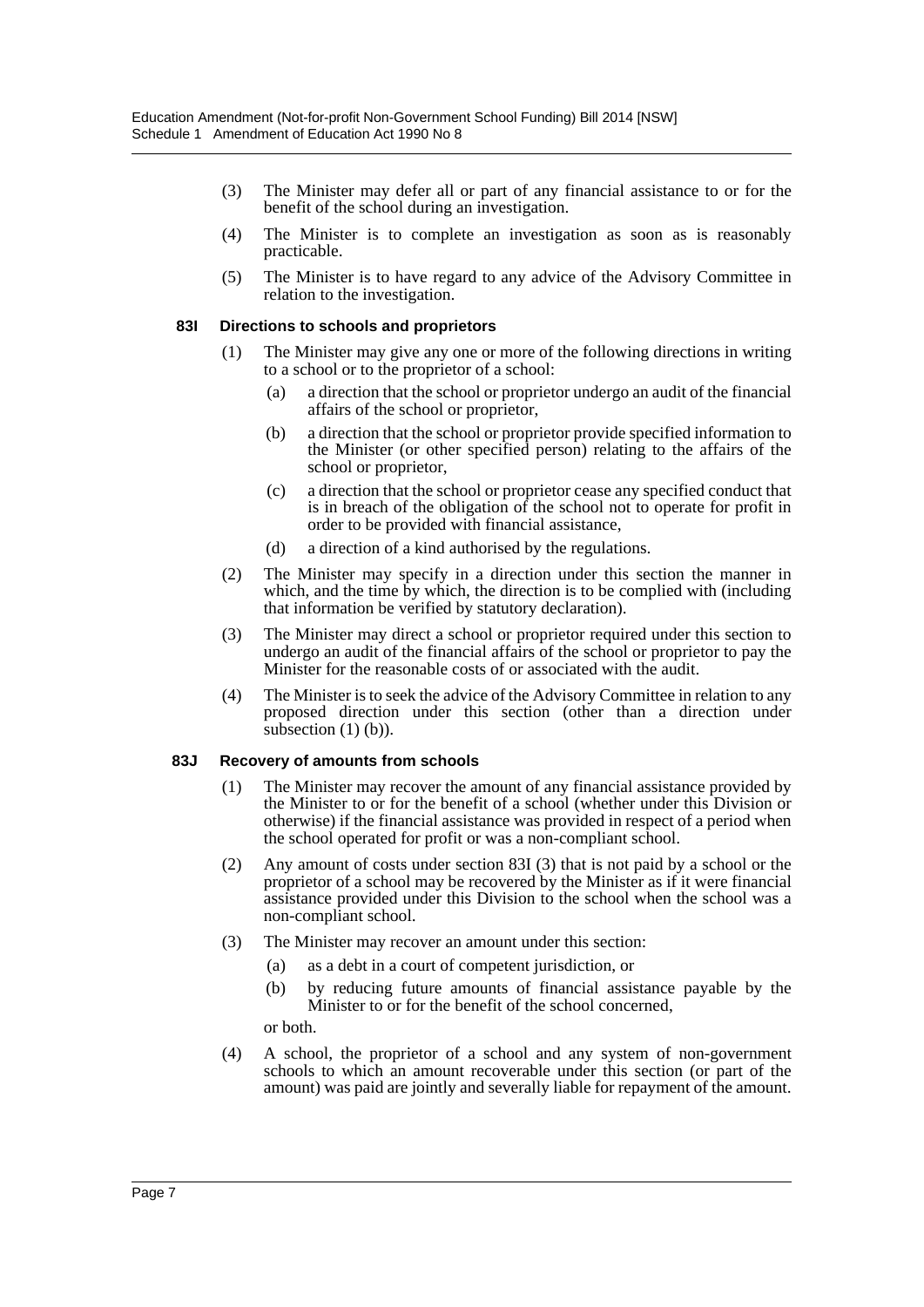(3) The Minister may defer all or part of any financial assistance to or for the benefit of the school during an investigation.

(4) The Minister is to complete an investigation as soon as is reasonably practicable.

(5) The Minister is to have regard to any advice of the Advisory Committee in relation to the investigation.

### 83I Directions to schools and proprietors

(1) The Minister may give any one or more of the following directions in writing to a school or to the proprietor of a school:

- (a) a direction that the school or proprietor undergo an audit of the financial affairs of the school or proprietor,
- (b) a direction that the school or proprietor provide specified information to the Minister (or other specified person) relating to the affairs of the school or proprietor,
- (c) a direction that the school or proprietor cease any specified conduct that is in breach of the obligation of the school not to operate for profit in order to be provided with financial assistance,
- (d) a direction of a kind authorised by the regulations.

(2) The Minister may specify in a direction under this section the manner in which, and the time by which, the direction is to be complied with (including that information be verified by statutory declaration).

(3) The Minister may direct a school or proprietor required under this section to undergo an audit of the financial affairs of the school or proprietor to pay the Minister for the reasonable costs of or associated with the audit.

(4) The Minister is to seek the advice of the Advisory Committee in relation to any proposed direction under this section (other than a direction under subsection (1) (b)).

### 83J Recovery of amounts from schools

(1) The Minister may recover the amount of any financial assistance provided by the Minister to or for the benefit of a school (whether under this Division or otherwise) if the financial assistance was provided in respect of a period when the school operated for profit or was a non-compliant school.

(2) Any amount of costs under section 83I (3) that is not paid by a school or the proprietor of a school may be recovered by the Minister as if it were financial assistance provided under this Division to the school when the school was a non-compliant school.

(3) The Minister may recover an amount under this section:

- (a) as a debt in a court of competent jurisdiction, or
- (b) by reducing future amounts of financial assistance payable by the Minister to or for the benefit of the school concerned,

or both.

(4) A school, the proprietor of a school and any system of non-government schools to which an amount recoverable under this section (or part of the amount) was paid are jointly and severally liable for repayment of the amount.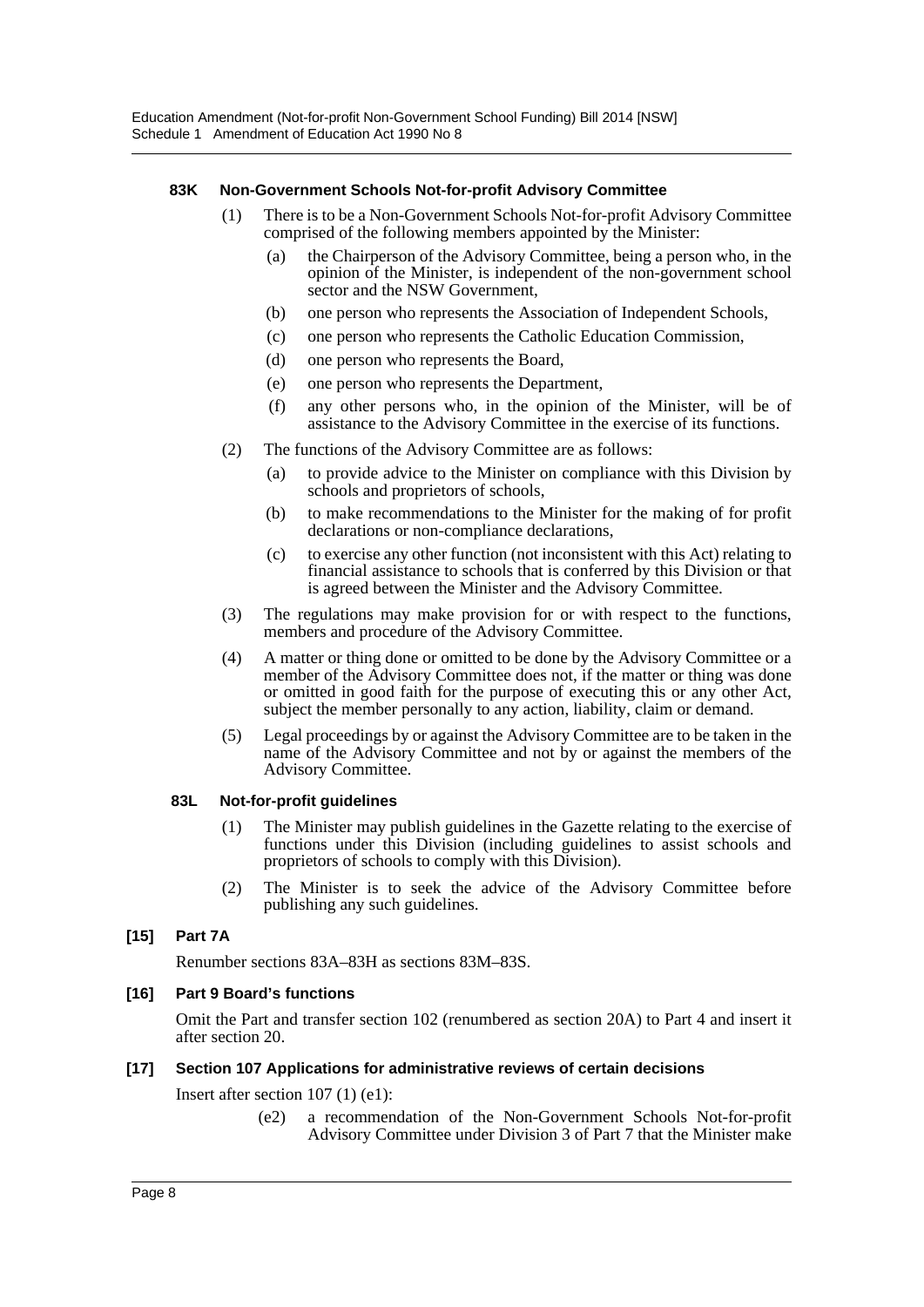#### 83K Non-Government Schools Not-for-profit Advisory Committee

(1) There is to be a Non-Government Schools Not-for-profit Advisory Committee comprised of the following members appointed by the Minister:

(a) the Chairperson of the Advisory Committee, being a person who, in the opinion of the Minister, is independent of the non-government school sector and the NSW Government,

(b) one person who represents the Association of Independent Schools,

(c) one person who represents the Catholic Education Commission,

(d) one person who represents the Board,

(e) one person who represents the Department,

(f) any other persons who, in the opinion of the Minister, will be of assistance to the Advisory Committee in the exercise of its functions.

(2) The functions of the Advisory Committee are as follows:

(a) to provide advice to the Minister on compliance with this Division by schools and proprietors of schools,

(b) to make recommendations to the Minister for the making of for profit declarations or non-compliance declarations,

(c) to exercise any other function (not inconsistent with this Act) relating to financial assistance to schools that is conferred by this Division or that is agreed between the Minister and the Advisory Committee.

(3) The regulations may make provision for or with respect to the functions, members and procedure of the Advisory Committee.

(4) A matter or thing done or omitted to be done by the Advisory Committee or a member of the Advisory Committee does not, if the matter or thing was done or omitted in good faith for the purpose of executing this or any other Act, subject the member personally to any action, liability, claim or demand.

(5) Legal proceedings by or against the Advisory Committee are to be taken in the name of the Advisory Committee and not by or against the members of the Advisory Committee.

#### 83L Not-for-profit guidelines

(1) The Minister may publish guidelines in the Gazette relating to the exercise of functions under this Division (including guidelines to assist schools and proprietors of schools to comply with this Division).

(2) The Minister is to seek the advice of the Advisory Committee before publishing any such guidelines.

### [15] Part 7A

Renumber sections 83A–83H as sections 83M–83S.

### [16] Part 9 Board's functions

Omit the Part and transfer section 102 (renumbered as section 20A) to Part 4 and insert it after section 20.

### [17] Section 107 Applications for administrative reviews of certain decisions

Insert after section 107 (1) (e1):

(e2) a recommendation of the Non-Government Schools Not-for-profit Advisory Committee under Division 3 of Part 7 that the Minister make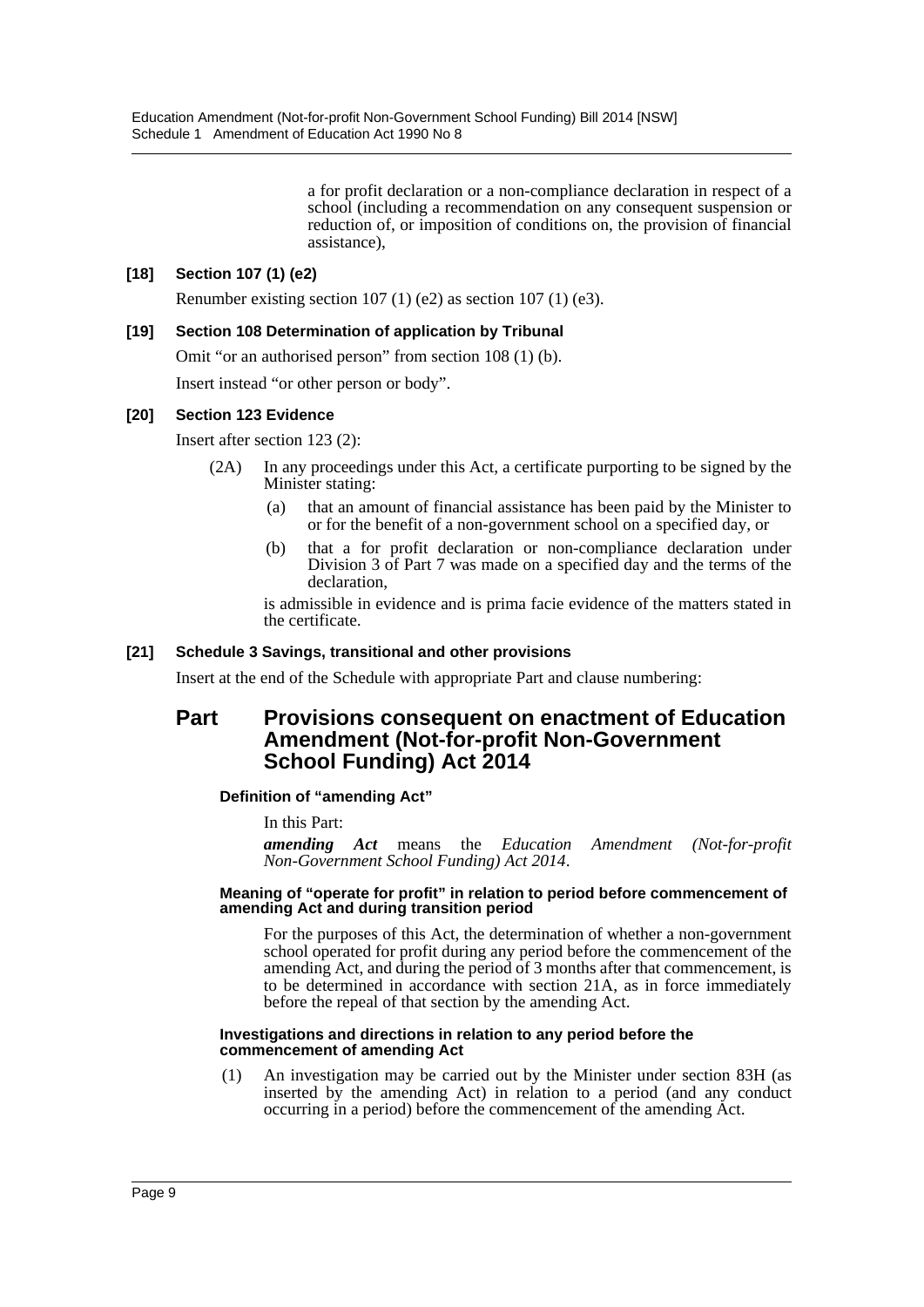a for profit declaration or a non-compliance declaration in respect of a school (including a recommendation on any consequent suspension or reduction of, or imposition of conditions on, the provision of financial assistance),

**[18] Section 107 (1) (e2)**

Renumber existing section 107 (1) (e2) as section 107 (1) (e3).

**[19] Section 108 Determination of application by Tribunal**

Omit "or an authorised person" from section 108 (1) (b).

Insert instead "or other person or body".

**[20] Section 123 Evidence**

Insert after section 123 (2):

(2A) In any proceedings under this Act, a certificate purporting to be signed by the Minister stating:

(a) that an amount of financial assistance has been paid by the Minister to or for the benefit of a non-government school on a specified day, or

(b) that a for profit declaration or non-compliance declaration under Division 3 of Part 7 was made on a specified day and the terms of the declaration,

is admissible in evidence and is prima facie evidence of the matters stated in the certificate.

**[21] Schedule 3 Savings, transitional and other provisions**

Insert at the end of the Schedule with appropriate Part and clause numbering:

## Part Provisions consequent on enactment of Education Amendment (Not-for-profit Non-Government School Funding) Act 2014

#### Definition of "amending Act"

In this Part:

***amending Act*** means the *Education Amendment (Not-for-profit Non-Government School Funding) Act 2014*.

#### Meaning of "operate for profit" in relation to period before commencement of amending Act and during transition period

For the purposes of this Act, the determination of whether a non-government school operated for profit during any period before the commencement of the amending Act, and during the period of 3 months after that commencement, is to be determined in accordance with section 21A, as in force immediately before the repeal of that section by the amending Act.

#### Investigations and directions in relation to any period before the commencement of amending Act

(1) An investigation may be carried out by the Minister under section 83H (as inserted by the amending Act) in relation to a period (and any conduct occurring in a period) before the commencement of the amending Act.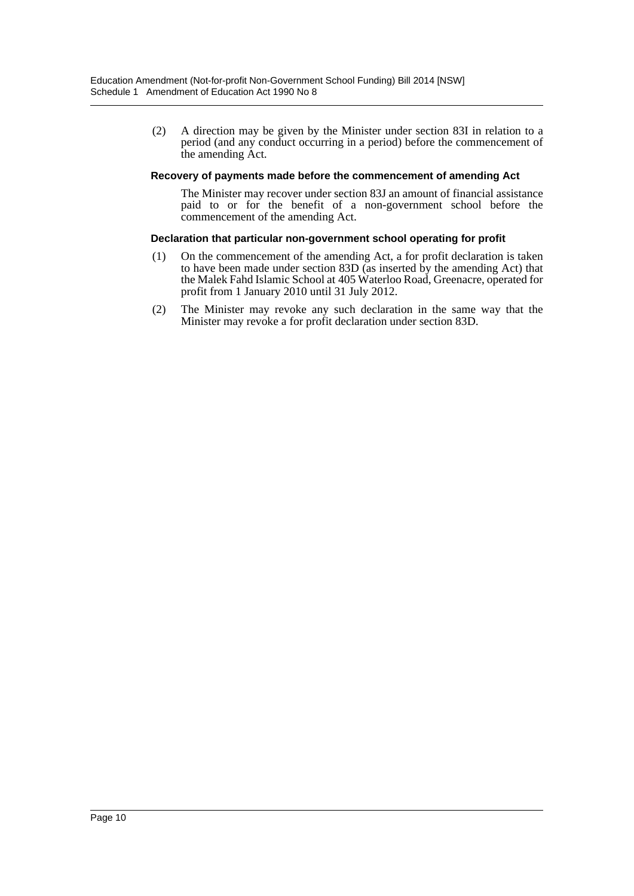(2) A direction may be given by the Minister under section 83I in relation to a period (and any conduct occurring in a period) before the commencement of the amending Act.

**Recovery of payments made before the commencement of amending Act**

The Minister may recover under section 83J an amount of financial assistance paid to or for the benefit of a non-government school before the commencement of the amending Act.

**Declaration that particular non-government school operating for profit**

(1) On the commencement of the amending Act, a for profit declaration is taken to have been made under section 83D (as inserted by the amending Act) that the Malek Fahd Islamic School at 405 Waterloo Road, Greenacre, operated for profit from 1 January 2010 until 31 July 2012.

(2) The Minister may revoke any such declaration in the same way that the Minister may revoke a for profit declaration under section 83D.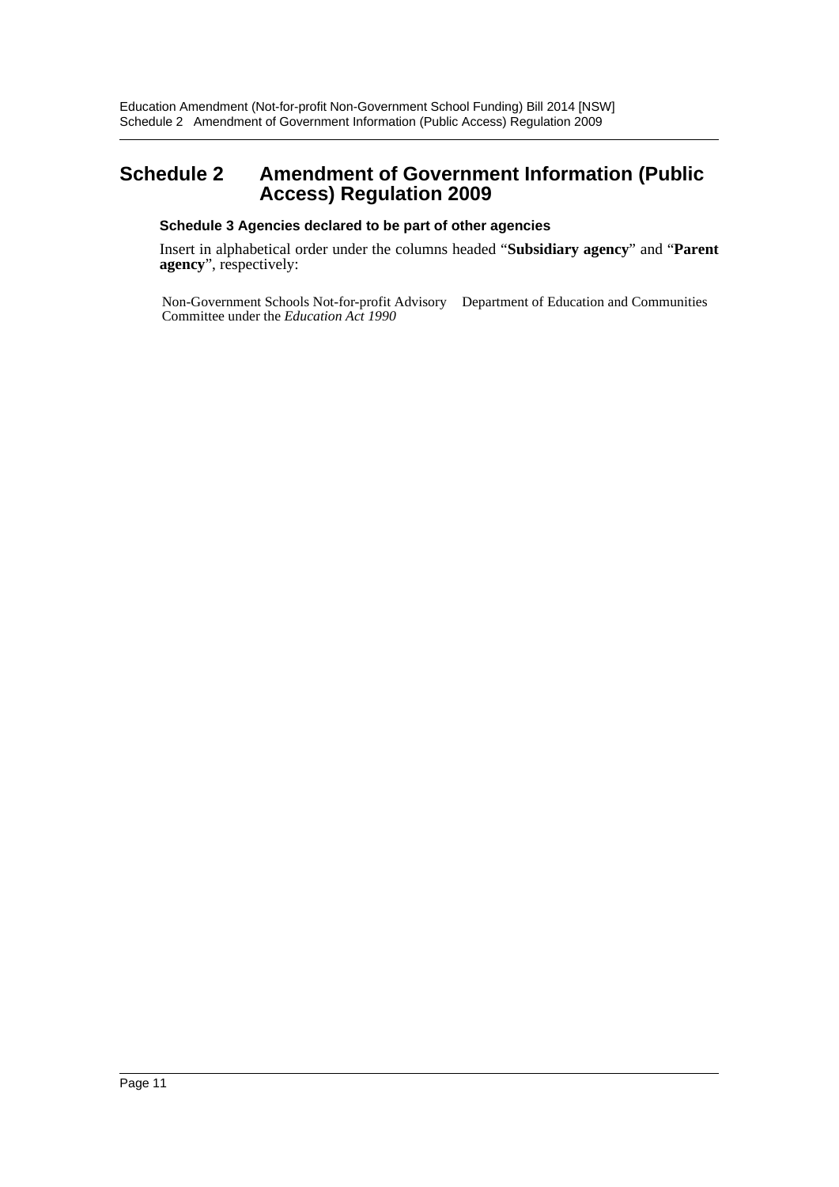# Schedule 2 Amendment of Government Information (Public Access) Regulation 2009

### Schedule 3 Agencies declared to be part of other agencies

Insert in alphabetical order under the columns headed "**Subsidiary agency**" and "**Parent agency**", respectively:

| | |
|---|---|
| Non-Government Schools Not-for-profit Advisory Committee under the *Education Act 1990* | Department of Education and Communities |